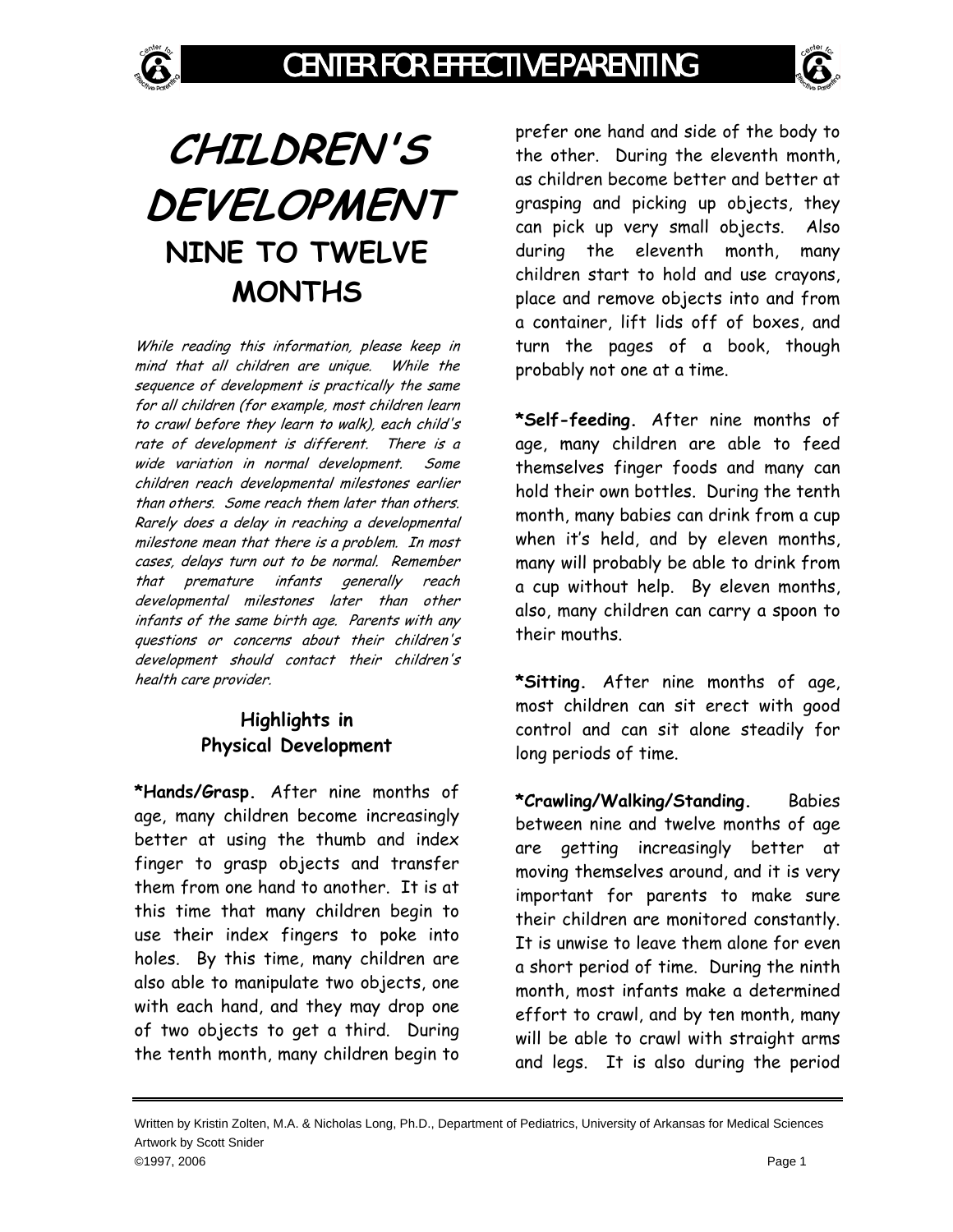# CHILDREN'S DEVELOPMENT

## NINE TO TWELVE MONTHS

*While reading this information, please keep in mind that all children are unique. While the sequence of development is practically the same for all children (for example, most children learn to crawl before they learn to walk), each child's rate of development is different. There is a wide variation in normal development. Some children reach developmental milestones earlier than others. Some reach them later than others. Rarely does a delay in reaching a developmental milestone mean that there is a problem. In most cases, delays turn out to be normal. Remember that premature infants generally reach developmental milestones later than other infants of the same birth age. Parents with any questions or concerns about their children's development should contact their children's health care provider.*

### Highlights in Physical Development

**\*Hands/Grasp.** After nine months of age, many children become increasingly better at using the thumb and index finger to grasp objects and transfer them from one hand to another. It is at this time that many children begin to use their index fingers to poke into holes. By this time, many children are also able to manipulate two objects, one with each hand, and they may drop one of two objects to get a third. During the tenth month, many children begin to prefer one hand and side of the body to the other. During the eleventh month, as children become better and better at grasping and picking up objects, they can pick up very small objects. Also during the eleventh month, many children start to hold and use crayons, place and remove objects into and from a container, lift lids off of boxes, and turn the pages of a book, though probably not one at a time.

**\*Self-feeding.** After nine months of age, many children are able to feed themselves finger foods and many can hold their own bottles. During the tenth month, many babies can drink from a cup when it's held, and by eleven months, many will probably be able to drink from a cup without help. By eleven months, also, many children can carry a spoon to their mouths.

**\*Sitting.** After nine months of age, most children can sit erect with good control and can sit alone steadily for long periods of time.

**\*Crawling/Walking/Standing.** Babies between nine and twelve months of age are getting increasingly better at moving themselves around, and it is very important for parents to make sure their children are monitored constantly. It is unwise to leave them alone for even a short period of time. During the ninth month, most infants make a determined effort to crawl, and by ten month, many will be able to crawl with straight arms and legs. It is also during the period

Written by Kristin Zolten, M.A. & Nicholas Long, Ph.D., Department of Pediatrics, University of Arkansas for Medical Sciences
Artwork by Scott Snider
©1997, 2006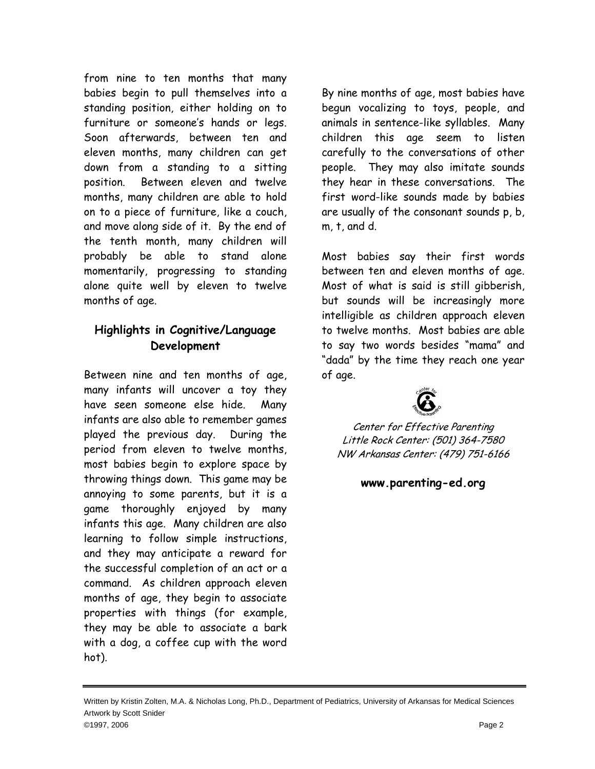from nine to ten months that many babies begin to pull themselves into a standing position, either holding on to furniture or someone's hands or legs. Soon afterwards, between ten and eleven months, many children can get down from a standing to a sitting position. Between eleven and twelve months, many children are able to hold on to a piece of furniture, like a couch, and move along side of it. By the end of the tenth month, many children will probably be able to stand alone momentarily, progressing to standing alone quite well by eleven to twelve months of age.

## Highlights in Cognitive/Language Development

Between nine and ten months of age, many infants will uncover a toy they have seen someone else hide. Many infants are also able to remember games played the previous day. During the period from eleven to twelve months, most babies begin to explore space by throwing things down. This game may be annoying to some parents, but it is a game thoroughly enjoyed by many infants this age. Many children are also learning to follow simple instructions, and they may anticipate a reward for the successful completion of an act or a command. As children approach eleven months of age, they begin to associate properties with things (for example, they may be able to associate a bark with a dog, a coffee cup with the word hot).

By nine months of age, most babies have begun vocalizing to toys, people, and animals in sentence-like syllables. Many children this age seem to listen carefully to the conversations of other people. They may also imitate sounds they hear in these conversations. The first word-like sounds made by babies are usually of the consonant sounds p, b, m, t, and d.

Most babies say their first words between ten and eleven months of age. Most of what is said is still gibberish, but sounds will be increasingly more intelligible as children approach eleven to twelve months. Most babies are able to say two words besides "mama" and "dada" by the time they reach one year of age.

*Center for Effective Parenting*
*Little Rock Center: (501) 364-7580*
*NW Arkansas Center: (479) 751-6166*

**www.parenting-ed.org**

Written by Kristin Zolten, M.A. & Nicholas Long, Ph.D., Department of Pediatrics, University of Arkansas for Medical Sciences
Artwork by Scott Snider
©1997, 2006